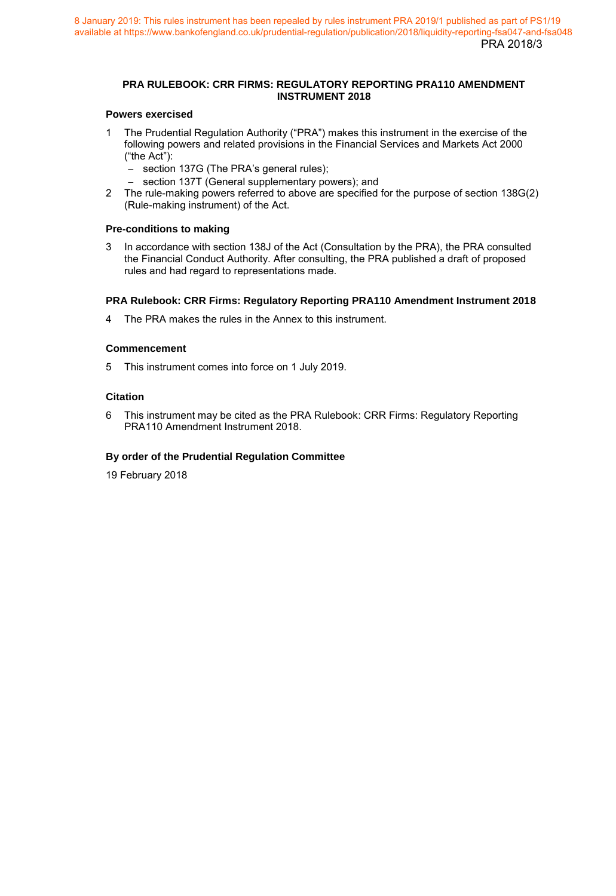8 January 2019: This rules instrument has been repealed by rules instrument PRA 2019/1 published as part of PS1/19 available at https://www.bankofengland.co.uk/prudential-regulation/publication/2018/liquidity-reporting-fsa047-and-fsa048

PRA 2018/3

# PRA RULEBOOK: CRR FIRMS: REGULATORY REPORTING PRA110 AMENDMENT INSTRUMENT 2018

## Powers exercised

1 The Prudential Regulation Authority ("PRA") makes this instrument in the exercise of the following powers and related provisions in the Financial Services and Markets Act 2000 ("the Act"):
   - section 137G (The PRA's general rules);
   - section 137T (General supplementary powers); and

2 The rule-making powers referred to above are specified for the purpose of section 138G(2) (Rule-making instrument) of the Act.

## Pre-conditions to making

3 In accordance with section 138J of the Act (Consultation by the PRA), the PRA consulted the Financial Conduct Authority. After consulting, the PRA published a draft of proposed rules and had regard to representations made.

## PRA Rulebook: CRR Firms: Regulatory Reporting PRA110 Amendment Instrument 2018

4 The PRA makes the rules in the Annex to this instrument.

## Commencement

5 This instrument comes into force on 1 July 2019.

## Citation

6 This instrument may be cited as the PRA Rulebook: CRR Firms: Regulatory Reporting PRA110 Amendment Instrument 2018.

## By order of the Prudential Regulation Committee

19 February 2018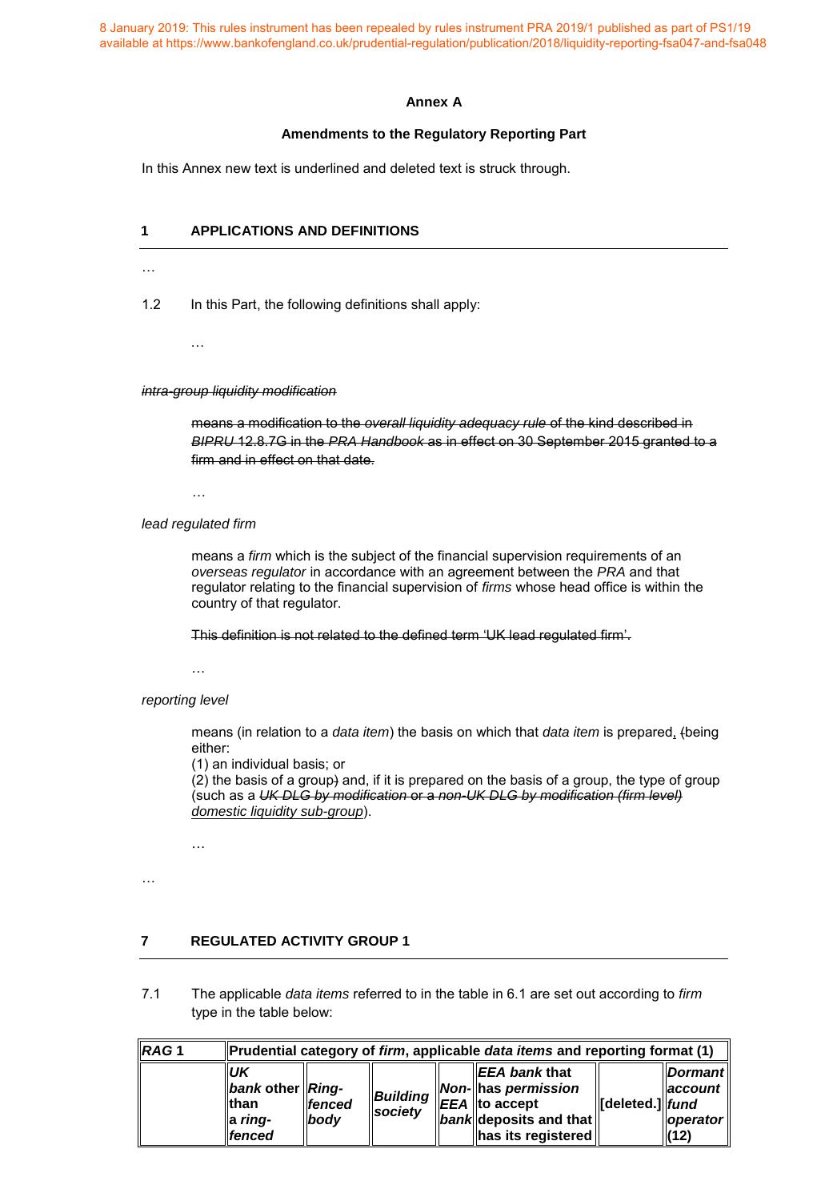8 January 2019: This rules instrument has been repealed by rules instrument PRA 2019/1 published as part of PS1/19 available at https://www.bankofengland.co.uk/prudential-regulation/publication/2018/liquidity-reporting-fsa047-and-fsa048

**Annex A**

**Amendments to the Regulatory Reporting Part**

In this Annex new text is underlined and deleted text is struck through.

## 1 APPLICATIONS AND DEFINITIONS

…

1.2 In this Part, the following definitions shall apply:

…

~~*intra-group liquidity modification*~~

~~means a modification to the *overall liquidity adequacy rule* of the kind described in *BIPRU* 12.8.7G in the *PRA Handbook* as in effect on 30 September 2015 granted to a firm and in effect on that date.~~

…

*lead regulated firm*

means a *firm* which is the subject of the financial supervision requirements of an *overseas regulator* in accordance with an agreement between the *PRA* and that regulator relating to the financial supervision of *firms* whose head office is within the country of that regulator.

~~This definition is not related to the defined term 'UK lead regulated firm'.~~

…

*reporting level*

means (in relation to a *data item*) the basis on which that *data item* is prepared<u>,</u> ~~(~~being either:
(1) an individual basis; or
(2) the basis of a group~~)~~ and, if it is prepared on the basis of a group, the type of group (such as a ~~*UK DLG by modification*~~ or a ~~*non-UK DLG by modification (firm level)*~~ <u>*domestic liquidity sub-group*</u>).

…

…

## 7 REGULATED ACTIVITY GROUP 1

7.1 The applicable *data items* referred to in the table in 6.1 are set out according to *firm* type in the table below:

| ***RAG* 1** | **Prudential category of *firm*, applicable *data items* and reporting format (1)** | | | | | | |
|---|---|---|---|---|---|---|---|
| | ***UK bank* other than a *ring-fenced*** | ***Ring-fenced body*** | ***Building society*** | ***Non-EEA bank*** | ***EEA bank* that has *permission* to accept deposits and that has its registered** | **[deleted.]** | ***Dormant account fund operator* (12)** |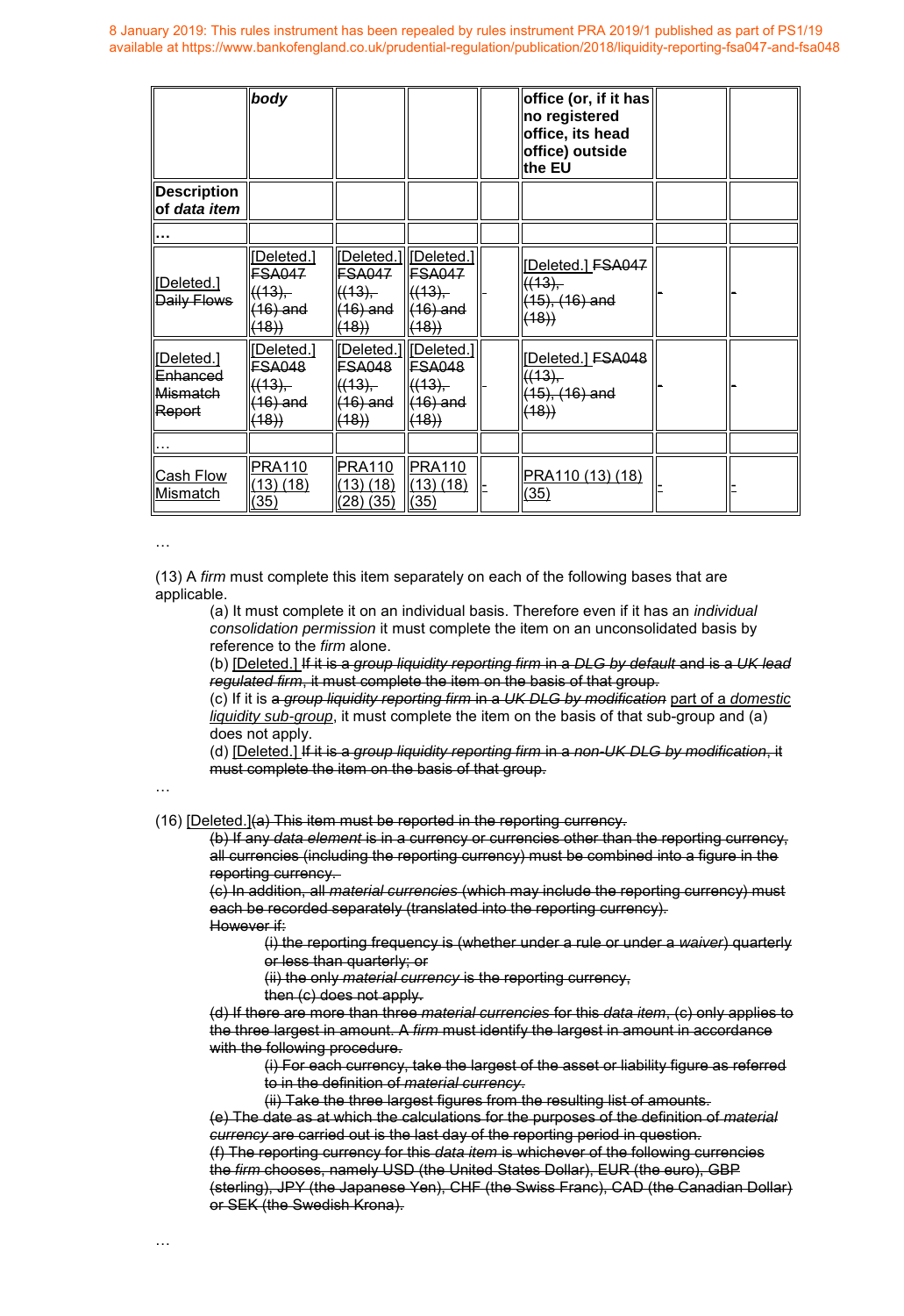8 January 2019: This rules instrument has been repealed by rules instrument PRA 2019/1 published as part of PS1/19 available at https://www.bankofengland.co.uk/prudential-regulation/publication/2018/liquidity-reporting-fsa047-and-fsa048

| | *body* | | | | office (or, if it has no registered office, its head office) outside the EU | | |
|---|---|---|---|---|---|---|---|
| Description of *data item* | | | | | | | |
| … | | | | | | | |
| [Deleted.] ~~Daily Flows~~ | [Deleted.] ~~FSA047 ((13), (16) and (18))~~ | [Deleted.] ~~FSA047 ((13), (16) and (18))~~ | [Deleted.] ~~FSA047 ((13), (16) and (18))~~ | ~~-~~ | [Deleted.] ~~FSA047 ((13), (15), (16) and (18))~~ | ~~-~~ | ~~-~~ |
| [Deleted.] ~~Enhanced Mismatch Report~~ | [Deleted.] ~~FSA048 ((13), (16) and (18))~~ | [Deleted.] ~~FSA048 ((13), (16) and (18))~~ | [Deleted.] ~~FSA048 ((13), (16) and (18))~~ | ~~-~~ | [Deleted.] ~~FSA048 ((13), (15), (16) and (18))~~ | ~~-~~ | ~~-~~ |
| … | | | | | | | |
| Cash Flow Mismatch | PRA110 (13) (18) (35) | PRA110 (13) (18) (28) (35) | PRA110 (13) (18) (35) | - | PRA110 (13) (18) (35) | - | - |

…

(13) A *firm* must complete this item separately on each of the following bases that are applicable.

(a) It must complete it on an individual basis. Therefore even if it has an *individual consolidation permission* it must complete the item on an unconsolidated basis by reference to the *firm* alone.

(b) [Deleted.] ~~If it is a *group liquidity reporting firm* in a *DLG by default* and is a *UK lead regulated firm*, it must complete the item on the basis of that group.~~

(c) If it is ~~a *group liquidity reporting firm* in a *UK DLG by modification*~~ part of a *domestic liquidity sub-group*, it must complete the item on the basis of that sub-group and (a) does not apply.

(d) [Deleted.] ~~If it is a *group liquidity reporting firm* in a *non-UK DLG by modification*, it must complete the item on the basis of that group.~~

…

(16) [Deleted.]~~(a) This item must be reported in the reporting currency.~~

~~(b) If any *data element* is in a currency or currencies other than the reporting currency, all currencies (including the reporting currency) must be combined into a figure in the reporting currency.~~

~~(c) In addition, all *material currencies* (which may include the reporting currency) must each be recorded separately (translated into the reporting currency).~~

~~However if:~~

~~(i) the reporting frequency is (whether under a rule or under a *waiver*) quarterly or less than quarterly; or~~

~~(ii) the only *material currency* is the reporting currency,~~

~~then (c) does not apply.~~

~~(d) If there are more than three *material currencies* for this *data item*, (c) only applies to the three largest in amount. A *firm* must identify the largest in amount in accordance with the following procedure.~~

~~(i) For each currency, take the largest of the asset or liability figure as referred to in the definition of *material currency*.~~

~~(ii) Take the three largest figures from the resulting list of amounts.~~

~~(e) The date as at which the calculations for the purposes of the definition of *material currency* are carried out is the last day of the reporting period in question.~~

~~(f) The reporting currency for this *data item* is whichever of the following currencies the *firm* chooses, namely USD (the United States Dollar), EUR (the euro), GBP (sterling), JPY (the Japanese Yen), CHF (the Swiss Franc), CAD (the Canadian Dollar) or SEK (the Swedish Krona).~~

…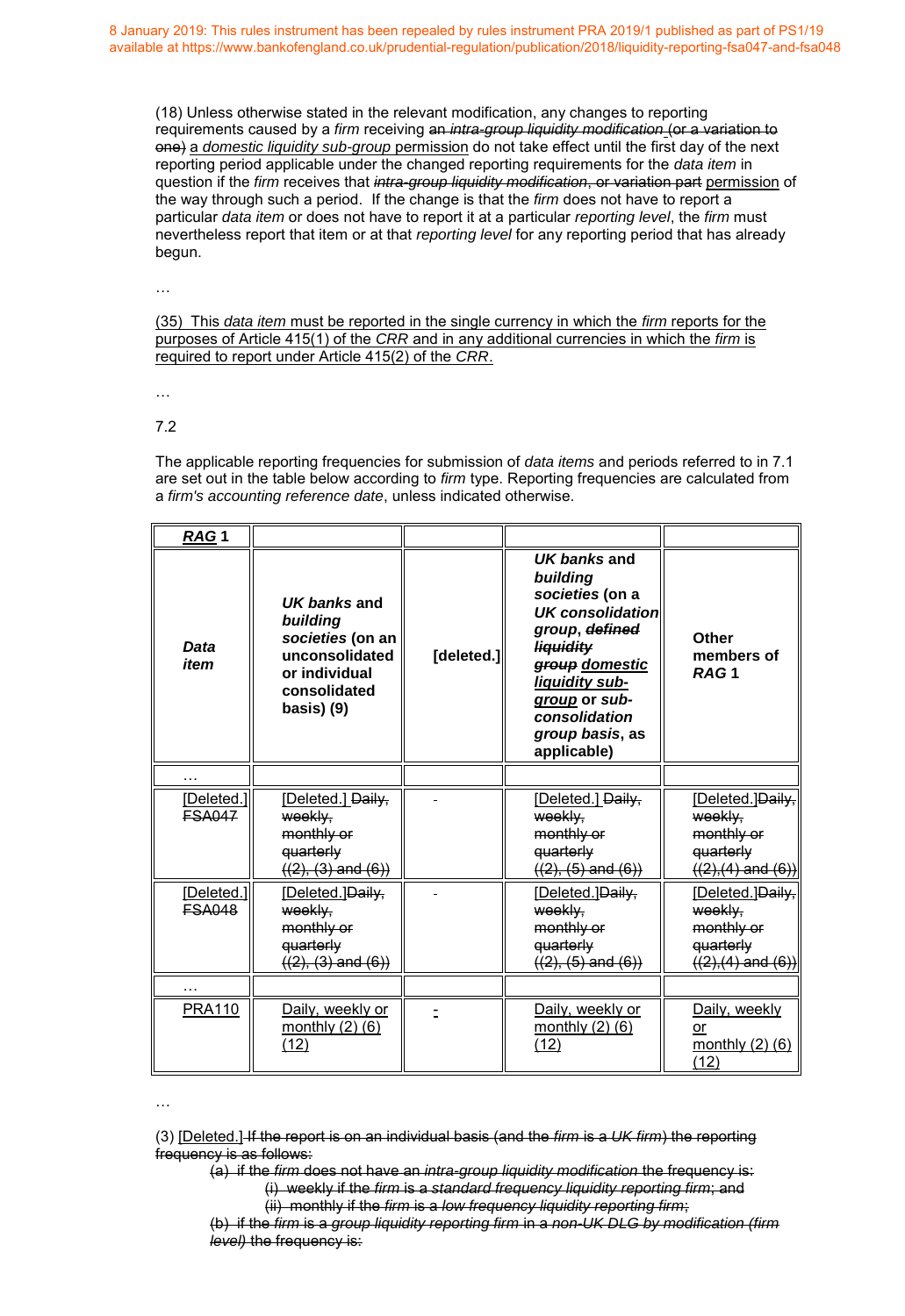8 January 2019: This rules instrument has been repealed by rules instrument PRA 2019/1 published as part of PS1/19 available at https://www.bankofengland.co.uk/prudential-regulation/publication/2018/liquidity-reporting-fsa047-and-fsa048

(18) Unless otherwise stated in the relevant modification, any changes to reporting requirements caused by a *firm* receiving ~~an *intra-group liquidity modification* (or a variation to one)~~ a *domestic liquidity sub-group* permission do not take effect until the first day of the next reporting period applicable under the changed reporting requirements for the *data item* in question if the *firm* receives that ~~*intra-group liquidity modification*, or variation part~~ permission of the way through such a period. If the change is that the *firm* does not have to report a particular *data item* or does not have to report it at a particular *reporting level*, the *firm* must nevertheless report that item or at that *reporting level* for any reporting period that has already begun.

…

(35) This *data item* must be reported in the single currency in which the *firm* reports for the purposes of Article 415(1) of the *CRR* and in any additional currencies in which the *firm* is required to report under Article 415(2) of the *CRR*.

…

7.2

The applicable reporting frequencies for submission of *data items* and periods referred to in 7.1 are set out in the table below according to *firm* type. Reporting frequencies are calculated from a *firm's accounting reference date*, unless indicated otherwise.

| ***RAG* 1** | | | | |
|---|---|---|---|---|
| ***Data item*** | ***UK banks* and *building societies* (on an unconsolidated or individual consolidated basis) (9)** | **[deleted.]** | ***UK banks* and *building societies* (on a *UK consolidation group*, ~~*defined liquidity group*~~ *domestic liquidity sub-group* or *sub-consolidation group basis*, as applicable)** | **Other members of *RAG* 1** |
| … | | | | |
| [Deleted.] ~~FSA047~~ | [Deleted.] ~~Daily, weekly, monthly or quarterly ((2), (3) and (6))~~ | - | [Deleted.] ~~Daily, weekly, monthly or quarterly ((2), (5) and (6))~~ | [Deleted.]~~Daily, weekly, monthly or quarterly ((2),(4) and (6))~~ |
| [Deleted.] ~~FSA048~~ | [Deleted.]~~Daily, weekly, monthly or quarterly ((2), (3) and (6))~~ | - | [Deleted.]~~Daily, weekly, monthly or quarterly ((2), (5) and (6))~~ | [Deleted.]~~Daily, weekly, monthly or quarterly ((2),(4) and (6))~~ |
| … | | | | |
| PRA110 | Daily, weekly or monthly (2) (6) (12) | - | Daily, weekly or monthly (2) (6) (12) | Daily, weekly or monthly (2) (6) (12) |

…

(3) [Deleted.] ~~If the report is on an individual basis (and the *firm* is a *UK firm*) the reporting frequency is as follows:~~

~~(a) if the *firm* does not have an *intra-group liquidity modification* the frequency is:~~

~~(i) weekly if the *firm* is a *standard frequency liquidity reporting firm*; and~~

~~(ii) monthly if the *firm* is a *low frequency liquidity reporting firm*;~~

~~(b) if the *firm* is a *group liquidity reporting firm* in a *non-UK DLG by modification (firm level)* the frequency is:~~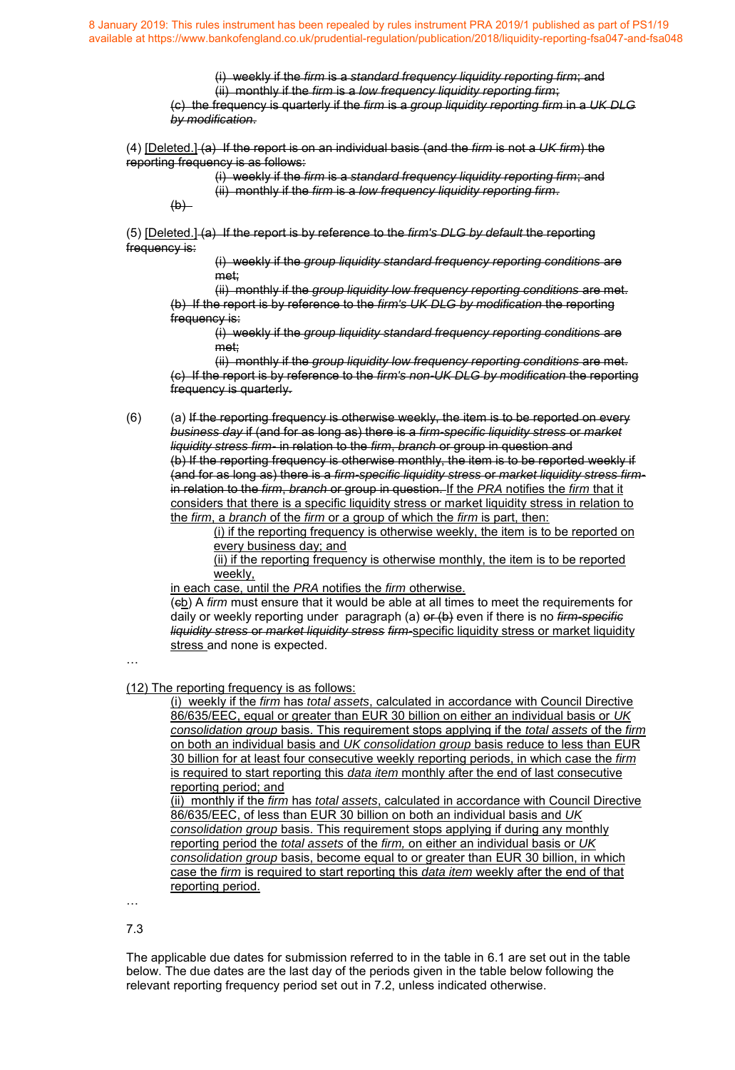8 January 2019: This rules instrument has been repealed by rules instrument PRA 2019/1 published as part of PS1/19 available at https://www.bankofengland.co.uk/prudential-regulation/publication/2018/liquidity-reporting-fsa047-and-fsa048

~~(i) weekly if the *firm* is a *standard frequency liquidity reporting firm*; and~~
~~(ii) monthly if the *firm* is a *low frequency liquidity reporting firm*;~~
~~(c) the frequency is quarterly if the *firm* is a *group liquidity reporting firm* in a *UK DLG by modification*.~~

(4) <u>[Deleted.]</u> ~~(a) If the report is on an individual basis (and the *firm* is not a *UK firm*) the reporting frequency is as follows:~~
~~(i) weekly if the *firm* is a *standard frequency liquidity reporting firm*; and~~
~~(ii) monthly if the *firm* is a *low frequency liquidity reporting firm*.~~
~~(b)~~

(5) <u>[Deleted.]</u> ~~(a) If the report is by reference to the *firm's DLG by default* the reporting frequency is:~~
~~(i) weekly if the *group liquidity standard frequency reporting conditions* are met;~~
~~(ii) monthly if the *group liquidity low frequency reporting conditions* are met.~~
~~(b) If the report is by reference to the *firm's UK DLG by modification* the reporting frequency is:~~
~~(i) weekly if the *group liquidity standard frequency reporting conditions* are met;~~
~~(ii) monthly if the *group liquidity low frequency reporting conditions* are met.~~
~~(c) If the report is by reference to the *firm's non-UK DLG by modification* the reporting frequency is quarterly.~~

(6) (a) ~~If the reporting frequency is otherwise weekly, the item is to be reported on every *business day* if (and for as long as) there is a *firm-specific liquidity stress* or *market liquidity stress firm-* in relation to the *firm*, *branch* or group in question and~~
~~(b) If the reporting frequency is otherwise monthly, the item is to be reported weekly if (and for as long as) there is a *firm-specific liquidity stress* or *market liquidity stress firm-* in relation to the *firm*, *branch* or group in question.~~ <u>If the *PRA* notifies the *firm* that it considers that there is a specific liquidity stress or market liquidity stress in relation to the *firm*, a *branch* of the *firm* or a group of which the *firm* is part, then:</u>
<u>(i) if the reporting frequency is otherwise weekly, the item is to be reported on every business day; and</u>
<u>(ii) if the reporting frequency is otherwise monthly, the item is to be reported weekly,</u>
<u>in each case, until the *PRA* notifies the *firm* otherwise.</u>
(~~c~~<u>b</u>) A *firm* must ensure that it would be able at all times to meet the requirements for daily or weekly reporting under paragraph (a) ~~or (b)~~ even if there is no ~~*firm-specific liquidity stress* or *market liquidity stress firm-*~~<u>specific liquidity stress or market liquidity stress</u> and none is expected.

…

<u>(12) The reporting frequency is as follows:</u>
<u>(i) weekly if the *firm* has *total assets*, calculated in accordance with Council Directive 86/635/EEC, equal or greater than EUR 30 billion on either an individual basis or *UK consolidation group* basis. This requirement stops applying if the *total assets* of the *firm* on both an individual basis and *UK consolidation group* basis reduce to less than EUR 30 billion for at least four consecutive weekly reporting periods, in which case the *firm* is required to start reporting this *data item* monthly after the end of last consecutive reporting period; and</u>
<u>(ii) monthly if the *firm* has *total assets*, calculated in accordance with Council Directive 86/635/EEC, of less than EUR 30 billion on both an individual basis and *UK consolidation group* basis. This requirement stops applying if during any monthly reporting period the *total assets* of the *firm,* on either an individual basis or *UK consolidation group* basis, become equal to or greater than EUR 30 billion, in which case the *firm* is required to start reporting this *data item* weekly after the end of that reporting period.</u>

…

7.3

The applicable due dates for submission referred to in the table in 6.1 are set out in the table below. The due dates are the last day of the periods given in the table below following the relevant reporting frequency period set out in 7.2, unless indicated otherwise.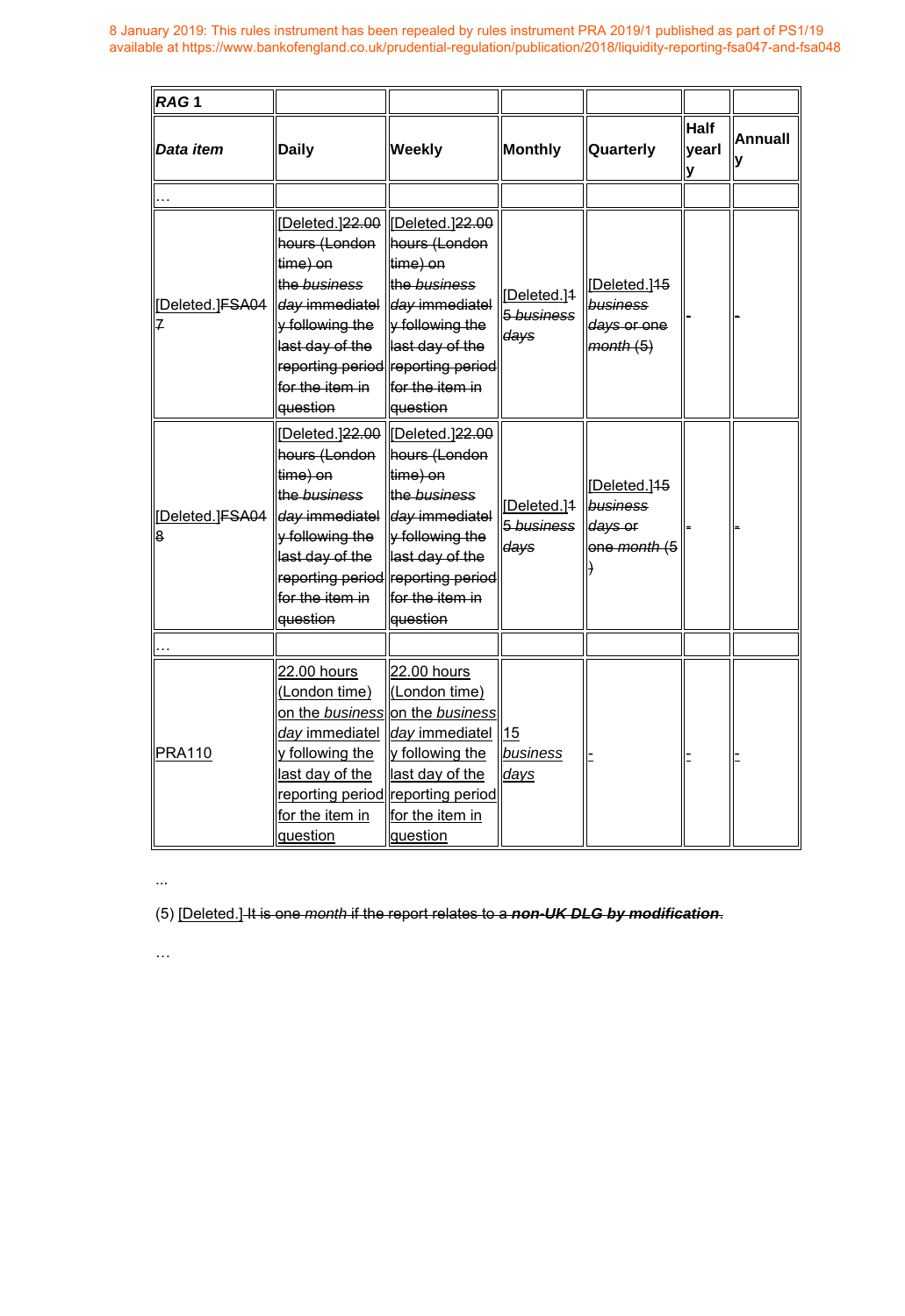8 January 2019: This rules instrument has been repealed by rules instrument PRA 2019/1 published as part of PS1/19 available at https://www.bankofengland.co.uk/prudential-regulation/publication/2018/liquidity-reporting-fsa047-and-fsa048

| ***RAG* 1** | | | | | | |
|---|---|---|---|---|---|---|
| ***Data item*** | **Daily** | **Weekly** | **Monthly** | **Quarterly** | **Half yearly** | **Annually** |
| … | | | | | | |
| [Deleted.]~~FSA047~~ | [Deleted.]~~22.00 hours (London time) on the *business day* immediately following the last day of the reporting period for the item in question~~ | [Deleted.]~~22.00 hours (London time) on the *business day* immediately following the last day of the reporting period for the item in question~~ | [Deleted.]~~15 *business days*~~ | [Deleted.]~~15 *business days* or one *month* (5)~~ | ~~-~~ | ~~-~~ |
| [Deleted.]~~FSA048~~ | [Deleted.]~~22.00 hours (London time) on the *business day* immediately following the last day of the reporting period for the item in question~~ | [Deleted.]~~22.00 hours (London time) on the *business day* immediately following the last day of the reporting period for the item in question~~ | [Deleted.]~~15 *business days*~~ | [Deleted.]~~15 *business days* or one *month* (5)~~ | ~~-~~ | ~~-~~ |
| … | | | | | | |
| PRA110 | 22.00 hours (London time) on the *business day* immediately following the last day of the reporting period for the item in question | 22.00 hours (London time) on the *business day* immediately following the last day of the reporting period for the item in question | 15 *business days* | - | - | - |

...

(5) [Deleted.] ~~It is one *month* if the report relates to a ***non-UK DLG by modification***~~.

…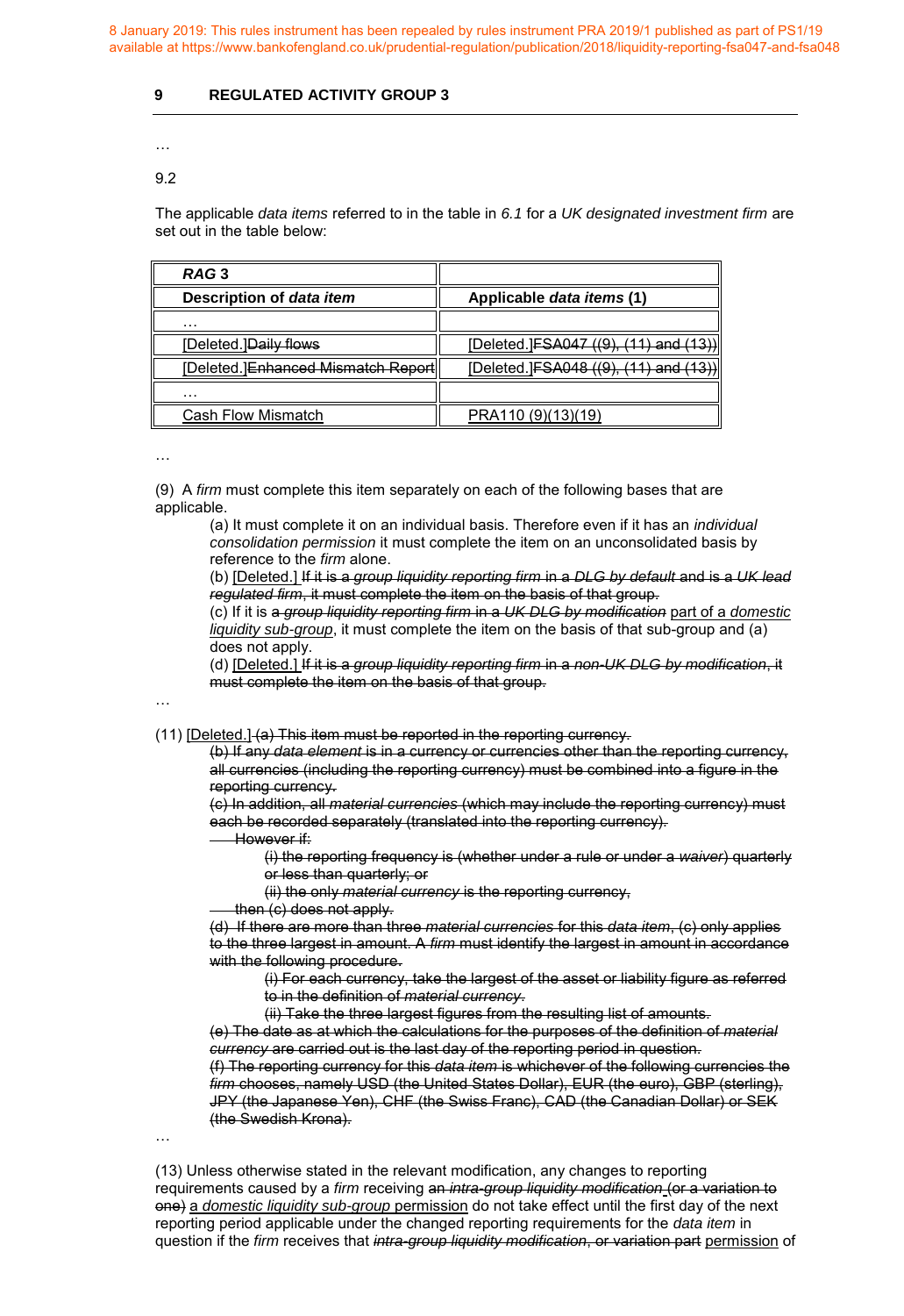8 January 2019: This rules instrument has been repealed by rules instrument PRA 2019/1 published as part of PS1/19 available at https://www.bankofengland.co.uk/prudential-regulation/publication/2018/liquidity-reporting-fsa047-and-fsa048

**9 REGULATED ACTIVITY GROUP 3**

…

9.2

The applicable *data items* referred to in the table in *6.1* for a *UK designated investment firm* are set out in the table below:

| ***RAG* 3** | |
|---|---|
| **Description of *data item*** | **Applicable *data items* (1)** |
| … | |
| [Deleted.]~~Daily flows~~ | [Deleted.]~~FSA047 ((9), (11) and (13))~~ |
| [Deleted.]~~Enhanced Mismatch Report~~ | [Deleted.]~~FSA048 ((9), (11) and (13))~~ |
| … | |
| Cash Flow Mismatch | PRA110 (9)(13)(19) |

…

(9) A *firm* must complete this item separately on each of the following bases that are applicable.

(a) It must complete it on an individual basis. Therefore even if it has an *individual consolidation permission* it must complete the item on an unconsolidated basis by reference to the *firm* alone.

(b) [Deleted.] ~~If it is a *group liquidity reporting firm* in a *DLG by default* and is a *UK lead regulated firm*, it must complete the item on the basis of that group.~~

(c) If it is ~~a *group liquidity reporting firm* in a *UK DLG by modification*~~ part of a *domestic liquidity sub-group*, it must complete the item on the basis of that sub-group and (a) does not apply.

(d) [Deleted.] ~~If it is a *group liquidity reporting firm* in a *non-UK DLG by modification*, it must complete the item on the basis of that group.~~

…

(11) [Deleted.] ~~(a) This item must be reported in the reporting currency.~~

~~(b) If any *data element* is in a currency or currencies other than the reporting currency, all currencies (including the reporting currency) must be combined into a figure in the reporting currency.~~

~~(c) In addition, all *material currencies* (which may include the reporting currency) must each be recorded separately (translated into the reporting currency).~~

~~However if:~~

~~(i) the reporting frequency is (whether under a rule or under a *waiver*) quarterly or less than quarterly; or~~

~~(ii) the only *material currency* is the reporting currency,~~

~~then (c) does not apply.~~

~~(d) If there are more than three *material currencies* for this *data item*, (c) only applies to the three largest in amount. A *firm* must identify the largest in amount in accordance with the following procedure.~~

~~(i) For each currency, take the largest of the asset or liability figure as referred to in the definition of *material currency*.~~

~~(ii) Take the three largest figures from the resulting list of amounts.~~

~~(e) The date as at which the calculations for the purposes of the definition of *material currency* are carried out is the last day of the reporting period in question.~~

~~(f) The reporting currency for this *data item* is whichever of the following currencies the *firm* chooses, namely USD (the United States Dollar), EUR (the euro), GBP (sterling), JPY (the Japanese Yen), CHF (the Swiss Franc), CAD (the Canadian Dollar) or SEK (the Swedish Krona).~~

…

(13) Unless otherwise stated in the relevant modification, any changes to reporting requirements caused by a *firm* receiving ~~an *intra-group liquidity modification* (or a variation to one)~~ a *domestic liquidity sub-group* permission do not take effect until the first day of the next reporting period applicable under the changed reporting requirements for the *data item* in question if the *firm* receives that ~~*intra-group liquidity modification*, or variation part~~ permission of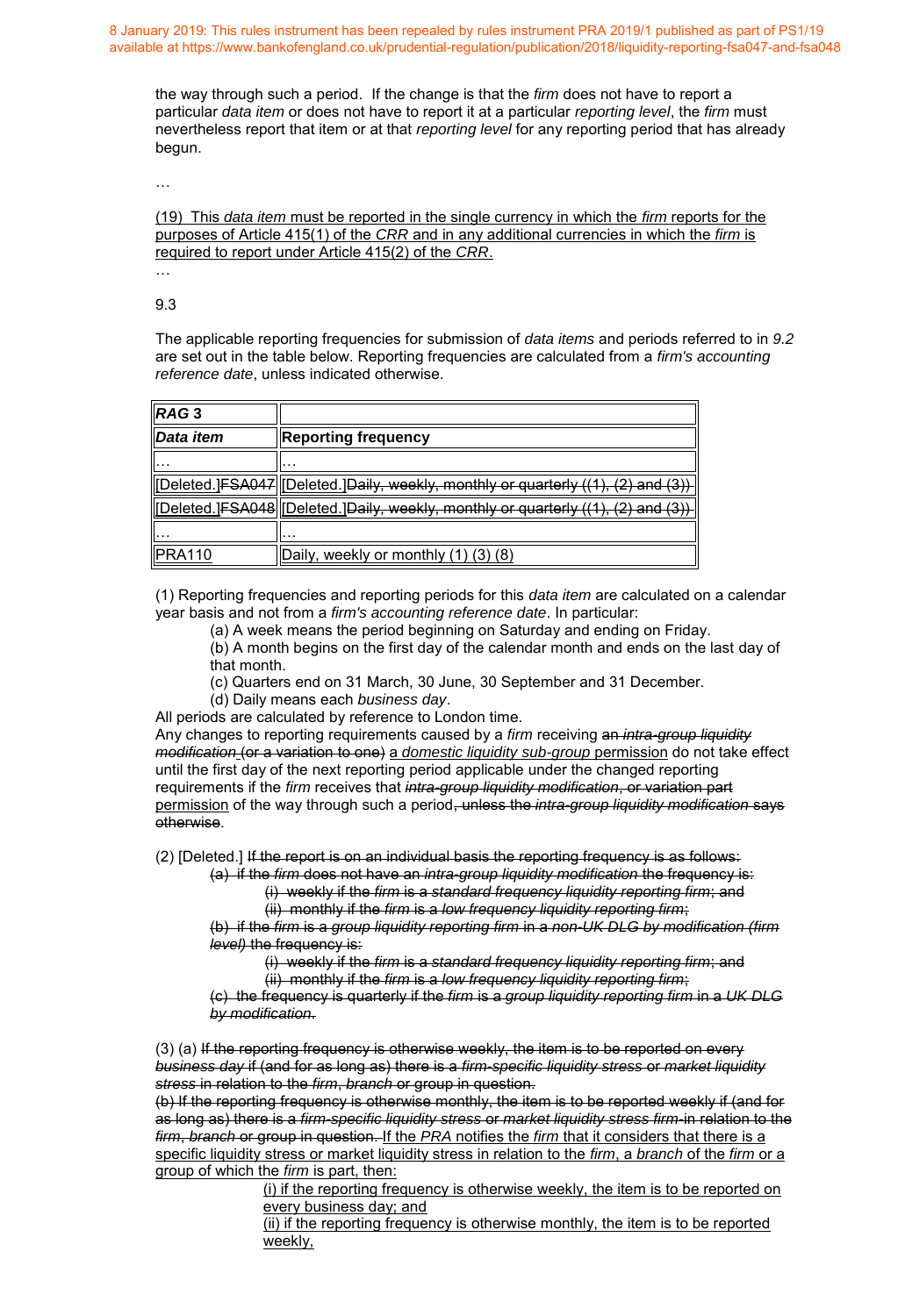8 January 2019: This rules instrument has been repealed by rules instrument PRA 2019/1 published as part of PS1/19 available at https://www.bankofengland.co.uk/prudential-regulation/publication/2018/liquidity-reporting-fsa047-and-fsa048

the way through such a period. If the change is that the *firm* does not have to report a particular *data item* or does not have to report it at a particular *reporting level*, the *firm* must nevertheless report that item or at that *reporting level* for any reporting period that has already begun.

…

(19) This *data item* must be reported in the single currency in which the *firm* reports for the purposes of Article 415(1) of the *CRR* and in any additional currencies in which the *firm* is required to report under Article 415(2) of the *CRR*.

…

9.3

The applicable reporting frequencies for submission of *data items* and periods referred to in *9.2* are set out in the table below. Reporting frequencies are calculated from a *firm's accounting reference date*, unless indicated otherwise.

| ***RAG* 3** | |
|---|---|
| ***Data item*** | **Reporting frequency** |
| … | … |
| [Deleted.] ~~FSA047~~ | [Deleted.] ~~Daily, weekly, monthly or quarterly ((1), (2) and (3))~~ |
| [Deleted.] ~~FSA048~~ | [Deleted.] ~~Daily, weekly, monthly or quarterly ((1), (2) and (3))~~ |
| … | … |
| PRA110 | Daily, weekly or monthly (1) (3) (8) |

(1) Reporting frequencies and reporting periods for this *data item* are calculated on a calendar year basis and not from a *firm's accounting reference date*. In particular:

- (a) A week means the period beginning on Saturday and ending on Friday.
- (b) A month begins on the first day of the calendar month and ends on the last day of that month.
- (c) Quarters end on 31 March, 30 June, 30 September and 31 December.
- (d) Daily means each *business day*.

All periods are calculated by reference to London time.

Any changes to reporting requirements caused by a *firm* receiving ~~an *intra-group liquidity modification* (or a variation to one)~~ a *domestic liquidity sub-group* permission do not take effect until the first day of the next reporting period applicable under the changed reporting requirements if the *firm* receives that ~~*intra-group liquidity modification*, or variation~~ part permission of the way through such a period~~, unless the *intra-group liquidity modification* says otherwise~~.

(2) [Deleted.] ~~If the report is on an individual basis the reporting frequency is as follows:~~

- ~~(a) if the *firm* does not have an *intra-group liquidity modification* the frequency is:~~
  - ~~(i) weekly if the *firm* is a *standard frequency liquidity reporting firm*; and~~
  - ~~(ii) monthly if the *firm* is a *low frequency liquidity reporting firm*;~~
- ~~(b) if the *firm* is a *group liquidity reporting firm* in a *non-UK DLG by modification (firm level)* the frequency is:~~
  - ~~(i) weekly if the *firm* is a *standard frequency liquidity reporting firm*; and~~
  - ~~(ii) monthly if the *firm* is a *low frequency liquidity reporting firm*;~~
- ~~(c) the frequency is quarterly if the *firm* is a *group liquidity reporting firm* in a *UK DLG by modification*.~~

(3) (a) ~~If the reporting frequency is otherwise weekly, the item is to be reported on every *business day* if (and for as long as) there is a *firm-specific liquidity stress* or *market liquidity stress* in relation to the *firm*, *branch* or group in question.~~

~~(b) If the reporting frequency is otherwise monthly, the item is to be reported weekly if (and for as long as) there is a *firm-specific liquidity stress* or *market liquidity stress firm* in relation to the *firm*, *branch* or group in question.~~ If the *PRA* notifies the *firm* that it considers that there is a specific liquidity stress or market liquidity stress in relation to the *firm*, a *branch* of the *firm* or a group of which the *firm* is part, then:

- (i) if the reporting frequency is otherwise weekly, the item is to be reported on every business day; and
- (ii) if the reporting frequency is otherwise monthly, the item is to be reported weekly,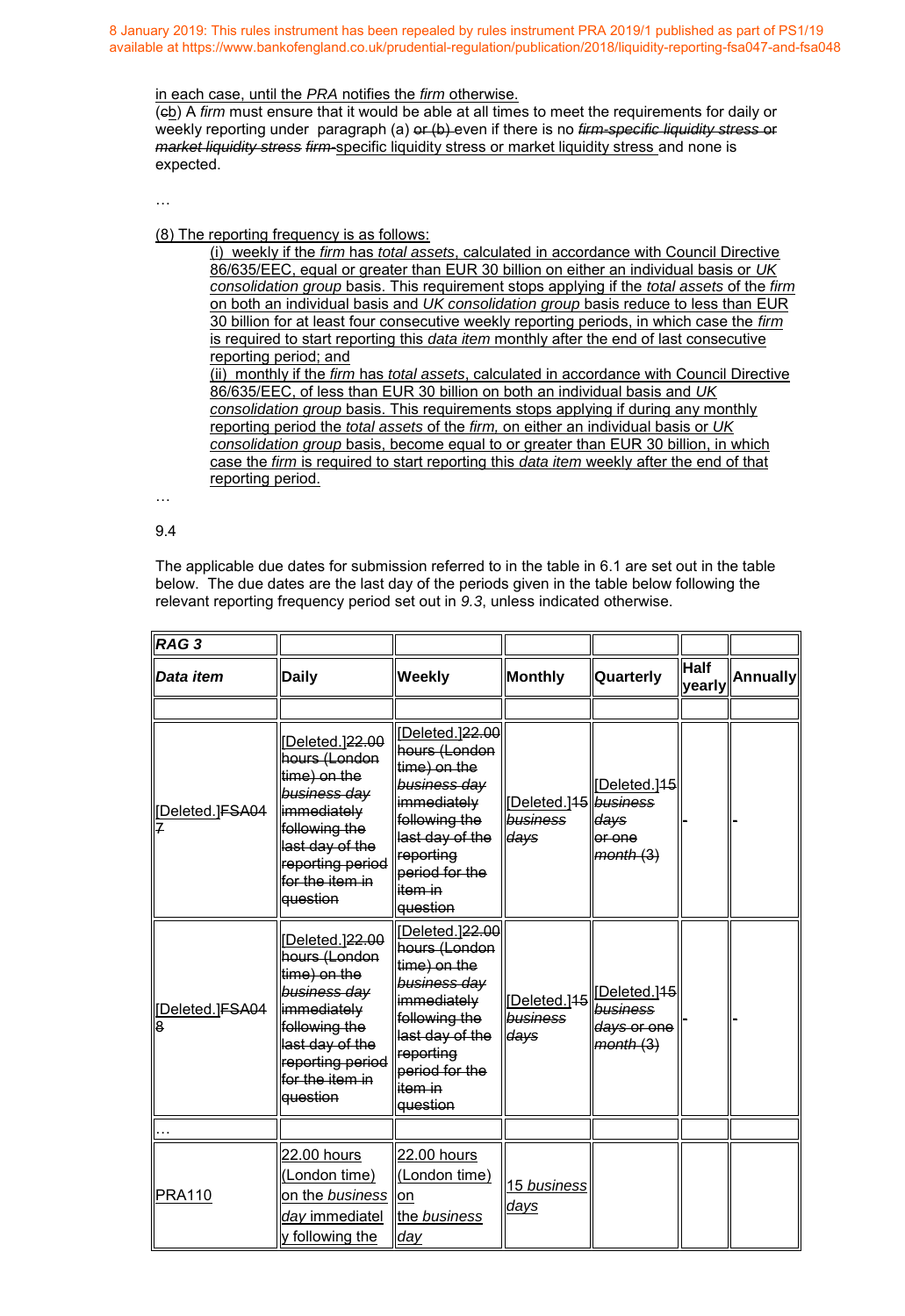8 January 2019: This rules instrument has been repealed by rules instrument PRA 2019/1 published as part of PS1/19 available at https://www.bankofengland.co.uk/prudential-regulation/publication/2018/liquidity-reporting-fsa047-and-fsa048

in each case, until the *PRA* notifies the *firm* otherwise.

(~~c~~b) A *firm* must ensure that it would be able at all times to meet the requirements for daily or weekly reporting under paragraph (a) ~~or (b)~~ even if there is no ~~*firm-specific liquidity stress* or *market liquidity stress*~~ ~~*firm*-~~specific liquidity stress or market liquidity stress and none is expected.

…

(8) The reporting frequency is as follows:

(i) weekly if the *firm* has *total assets*, calculated in accordance with Council Directive 86/635/EEC, equal or greater than EUR 30 billion on either an individual basis or *UK consolidation group* basis. This requirement stops applying if the *total assets* of the *firm* on both an individual basis and *UK consolidation group* basis reduce to less than EUR 30 billion for at least four consecutive weekly reporting periods, in which case the *firm* is required to start reporting this *data item* monthly after the end of last consecutive reporting period; and

(ii) monthly if the *firm* has *total assets*, calculated in accordance with Council Directive 86/635/EEC, of less than EUR 30 billion on both an individual basis and *UK consolidation group* basis. This requirements stops applying if during any monthly reporting period the *total assets* of the *firm,* on either an individual basis or *UK consolidation group* basis, become equal to or greater than EUR 30 billion, in which case the *firm* is required to start reporting this *data item* weekly after the end of that reporting period.

…

9.4

The applicable due dates for submission referred to in the table in 6.1 are set out in the table below. The due dates are the last day of the periods given in the table below following the relevant reporting frequency period set out in *9.3*, unless indicated otherwise.

| ***RAG 3*** | | | | | | |
|---|---|---|---|---|---|---|
| ***Data item*** | **Daily** | **Weekly** | **Monthly** | **Quarterly** | **Half yearly** | **Annually** |
| | | | | | | |
| [Deleted.]~~FSA047~~ | [Deleted.]~~22.00 hours (London time) on the *business day* immediately following the last day of the reporting period for the item in question~~ | [Deleted.]~~22.00 hours (London time) on the *business day* immediately following the last day of the reporting period for the item in question~~ | [Deleted.]~~15 *business days*~~ | [Deleted.]~~15 *business days* or one *month* (3)~~ | ~~-~~ | ~~-~~ |
| [Deleted.]~~FSA048~~ | [Deleted.]~~22.00 hours (London time) on the *business day* immediately following the last day of the reporting period for the item in question~~ | [Deleted.]~~22.00 hours (London time) on the *business day* immediately following the last day of the reporting period for the item in question~~ | [Deleted.]~~15 *business days*~~ | [Deleted.]~~15 *business days* or one *month* (3)~~ | ~~-~~ | ~~-~~ |
| … | | | | | | |
| PRA110 | 22.00 hours (London time) on the *business day* immediately following the | 22.00 hours (London time) on the *business day* | 15 *business days* | | | |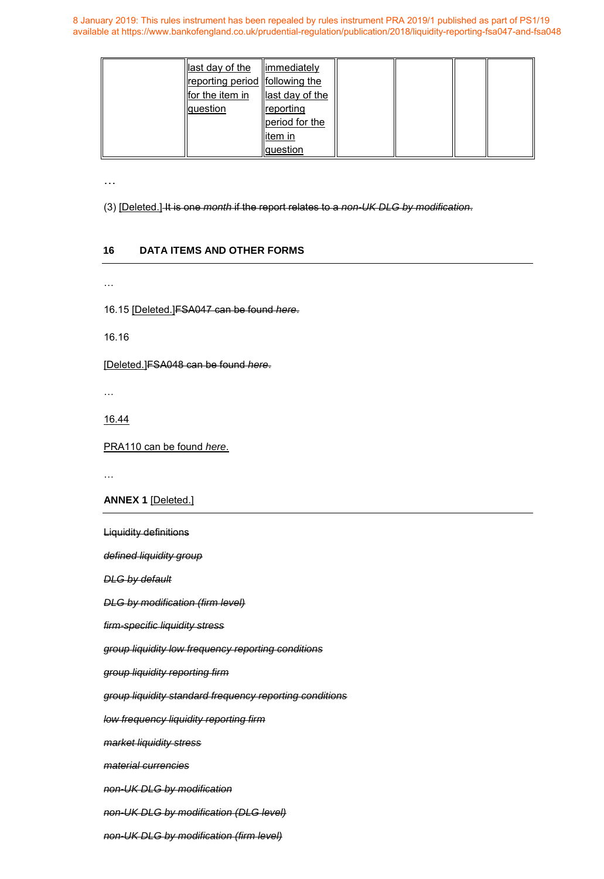8 January 2019: This rules instrument has been repealed by rules instrument PRA 2019/1 published as part of PS1/19 available at https://www.bankofengland.co.uk/prudential-regulation/publication/2018/liquidity-reporting-fsa047-and-fsa048

| | | | | | | |
|---|---|---|---|---|---|---|
| | last day of the reporting period for the item in question | immediately following the last day of the reporting period for the item in question | | | | |

…

(3) [Deleted.] ~~It is one *month* if the report relates to a *non-UK DLG by modification*.~~

## 16 DATA ITEMS AND OTHER FORMS

…

16.15 [Deleted.]~~FSA047 can be found *here*.~~

16.16

[Deleted.]~~FSA048 can be found *here*.~~

…

16.44

PRA110 can be found *here*.

…

**ANNEX 1** [Deleted.]

~~Liquidity definitions~~

~~*defined liquidity group*~~

~~*DLG by default*~~

~~*DLG by modification (firm level)*~~

~~*firm-specific liquidity stress*~~

~~*group liquidity low frequency reporting conditions*~~

~~*group liquidity reporting firm*~~

~~*group liquidity standard frequency reporting conditions*~~

~~*low frequency liquidity reporting firm*~~

~~*market liquidity stress*~~

~~*material currencies*~~

~~*non-UK DLG by modification*~~

~~*non-UK DLG by modification (DLG level)*~~

~~*non-UK DLG by modification (firm level)*~~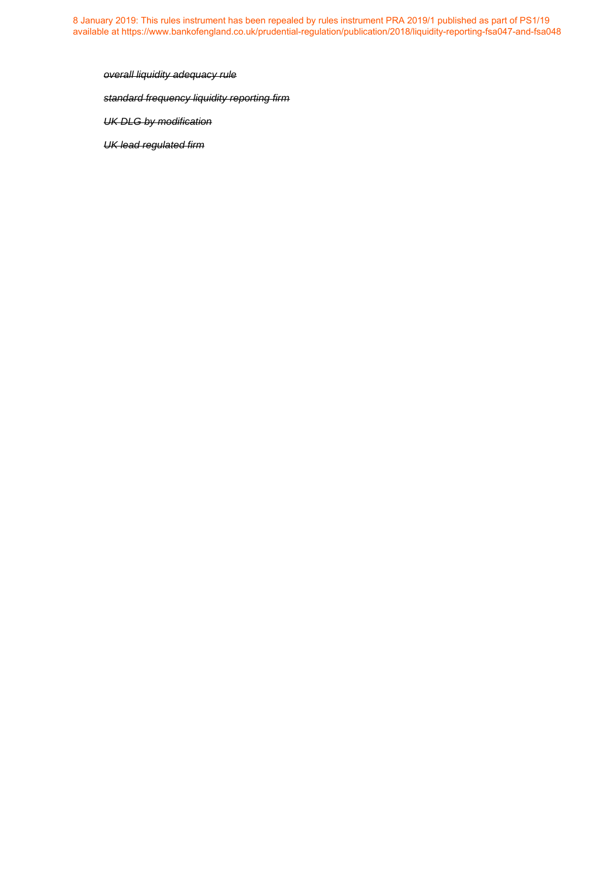8 January 2019: This rules instrument has been repealed by rules instrument PRA 2019/1 published as part of PS1/19 available at https://www.bankofengland.co.uk/prudential-regulation/publication/2018/liquidity-reporting-fsa047-and-fsa048

~~*overall liquidity adequacy rule*~~

~~*standard frequency liquidity reporting firm*~~

~~*UK DLG by modification*~~

~~*UK lead regulated firm*~~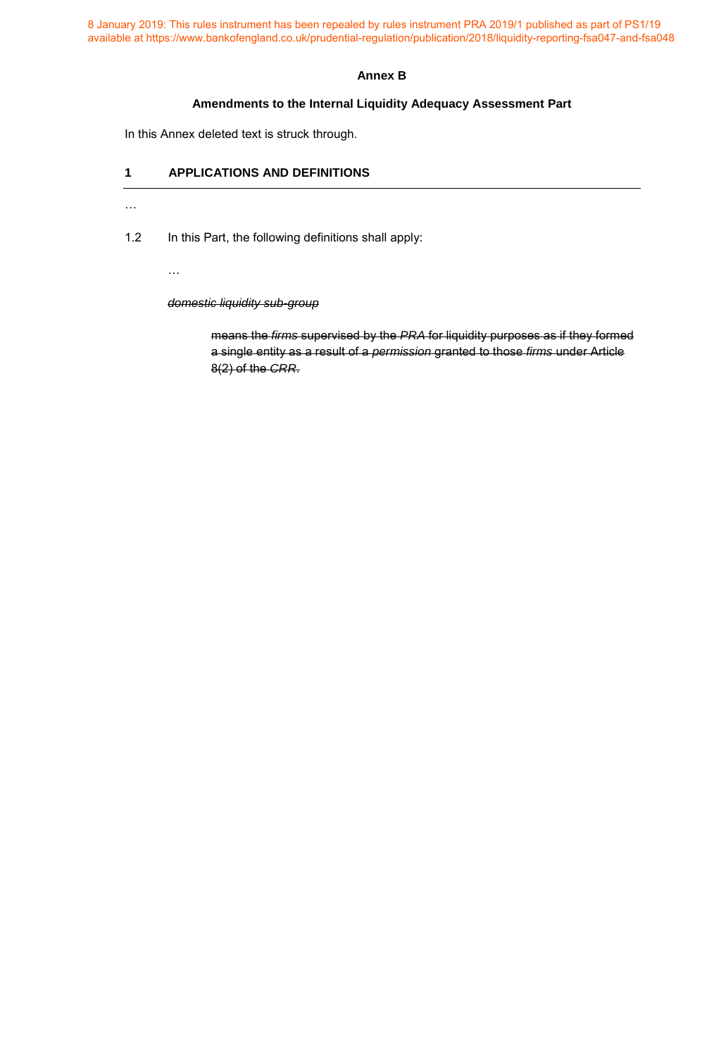8 January 2019: This rules instrument has been repealed by rules instrument PRA 2019/1 published as part of PS1/19 available at https://www.bankofengland.co.uk/prudential-regulation/publication/2018/liquidity-reporting-fsa047-and-fsa048

**Annex B**

**Amendments to the Internal Liquidity Adequacy Assessment Part**

In this Annex deleted text is struck through.

## 1 APPLICATIONS AND DEFINITIONS

…

1.2 In this Part, the following definitions shall apply:

…

~~*domestic liquidity sub-group*~~

~~means the *firms* supervised by the *PRA* for liquidity purposes as if they formed a single entity as a result of a *permission* granted to those *firms* under Article 8(2) of the *CRR*.~~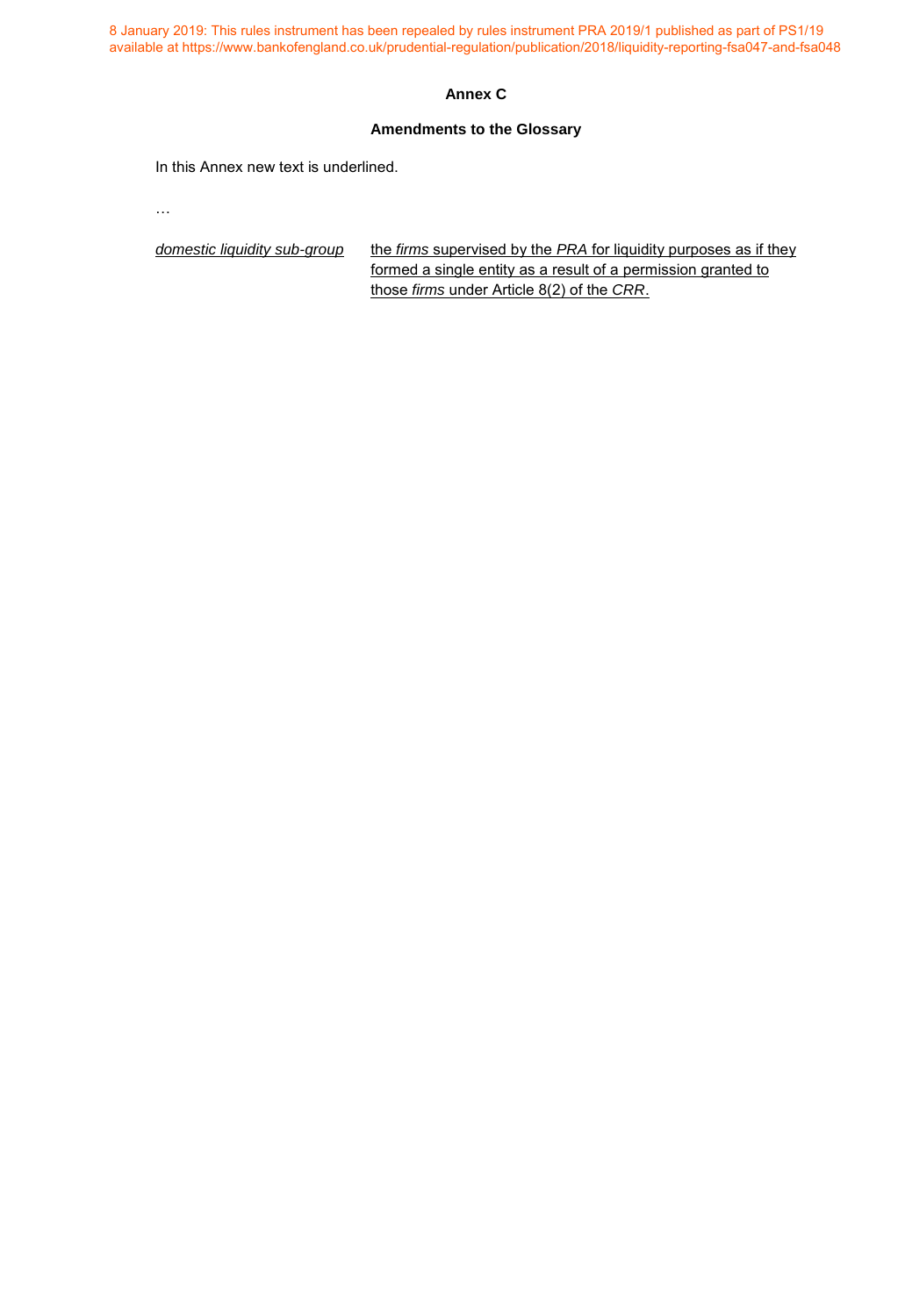8 January 2019: This rules instrument has been repealed by rules instrument PRA 2019/1 published as part of PS1/19 available at https://www.bankofengland.co.uk/prudential-regulation/publication/2018/liquidity-reporting-fsa047-and-fsa048

**Annex C**

**Amendments to the Glossary**

In this Annex new text is underlined.

…

| | |
|---|---|
| <u>*domestic liquidity sub-group*</u> | <u>the *firms* supervised by the *PRA* for liquidity purposes as if they formed a single entity as a result of a permission granted to those *firms* under Article 8(2) of the *CRR*.</u> |